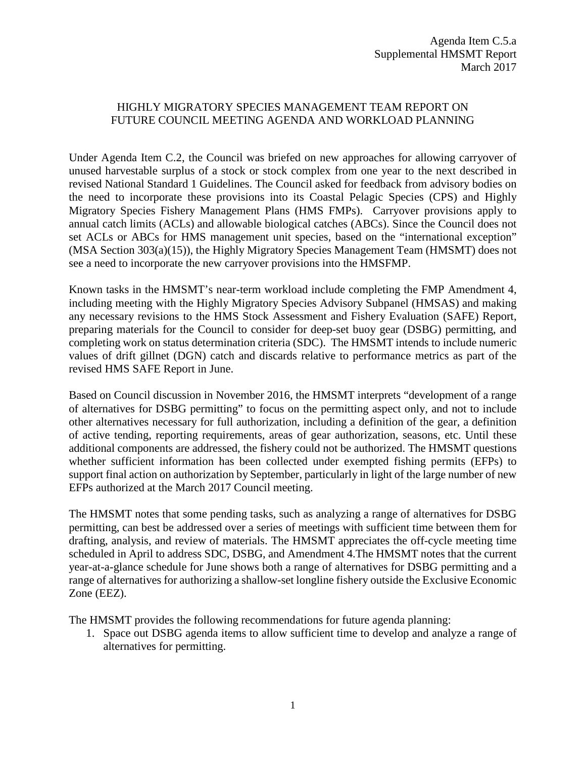Agenda Item C.5.a
Supplemental HMSMT Report
March 2017

# HIGHLY MIGRATORY SPECIES MANAGEMENT TEAM REPORT ON FUTURE COUNCIL MEETING AGENDA AND WORKLOAD PLANNING

Under Agenda Item C.2, the Council was briefed on new approaches for allowing carryover of unused harvestable surplus of a stock or stock complex from one year to the next described in revised National Standard 1 Guidelines. The Council asked for feedback from advisory bodies on the need to incorporate these provisions into its Coastal Pelagic Species (CPS) and Highly Migratory Species Fishery Management Plans (HMS FMPs). Carryover provisions apply to annual catch limits (ACLs) and allowable biological catches (ABCs). Since the Council does not set ACLs or ABCs for HMS management unit species, based on the "international exception" (MSA Section 303(a)(15)), the Highly Migratory Species Management Team (HMSMT) does not see a need to incorporate the new carryover provisions into the HMSFMP.

Known tasks in the HMSMT's near-term workload include completing the FMP Amendment 4, including meeting with the Highly Migratory Species Advisory Subpanel (HMSAS) and making any necessary revisions to the HMS Stock Assessment and Fishery Evaluation (SAFE) Report, preparing materials for the Council to consider for deep-set buoy gear (DSBG) permitting, and completing work on status determination criteria (SDC). The HMSMT intends to include numeric values of drift gillnet (DGN) catch and discards relative to performance metrics as part of the revised HMS SAFE Report in June.

Based on Council discussion in November 2016, the HMSMT interprets "development of a range of alternatives for DSBG permitting" to focus on the permitting aspect only, and not to include other alternatives necessary for full authorization, including a definition of the gear, a definition of active tending, reporting requirements, areas of gear authorization, seasons, etc. Until these additional components are addressed, the fishery could not be authorized. The HMSMT questions whether sufficient information has been collected under exempted fishing permits (EFPs) to support final action on authorization by September, particularly in light of the large number of new EFPs authorized at the March 2017 Council meeting.

The HMSMT notes that some pending tasks, such as analyzing a range of alternatives for DSBG permitting, can best be addressed over a series of meetings with sufficient time between them for drafting, analysis, and review of materials. The HMSMT appreciates the off-cycle meeting time scheduled in April to address SDC, DSBG, and Amendment 4.The HMSMT notes that the current year-at-a-glance schedule for June shows both a range of alternatives for DSBG permitting and a range of alternatives for authorizing a shallow-set longline fishery outside the Exclusive Economic Zone (EEZ).

The HMSMT provides the following recommendations for future agenda planning:

1. Space out DSBG agenda items to allow sufficient time to develop and analyze a range of alternatives for permitting.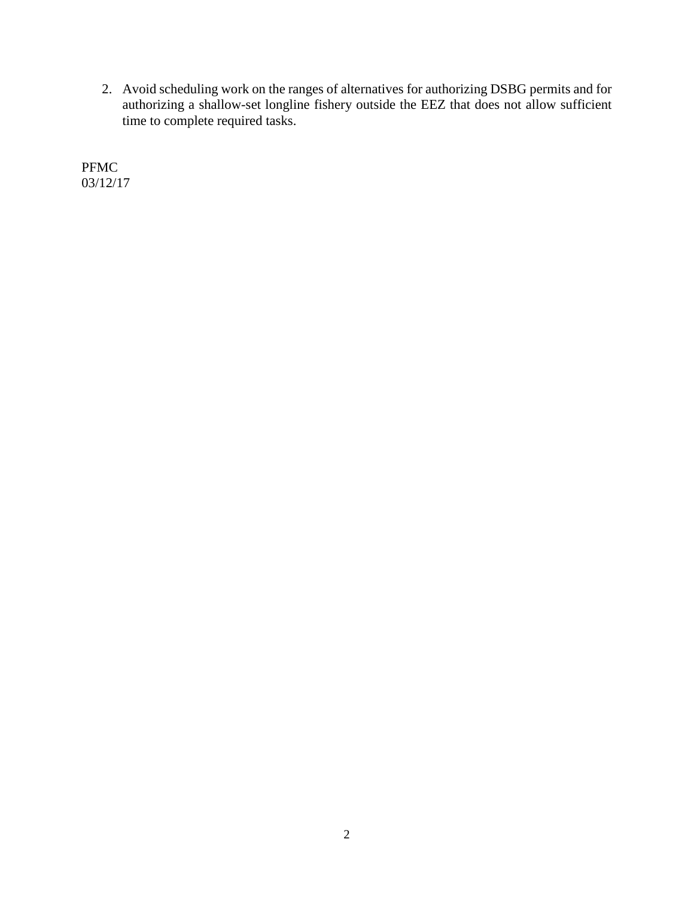2. Avoid scheduling work on the ranges of alternatives for authorizing DSBG permits and for authorizing a shallow-set longline fishery outside the EEZ that does not allow sufficient time to complete required tasks.

PFMC
03/12/17